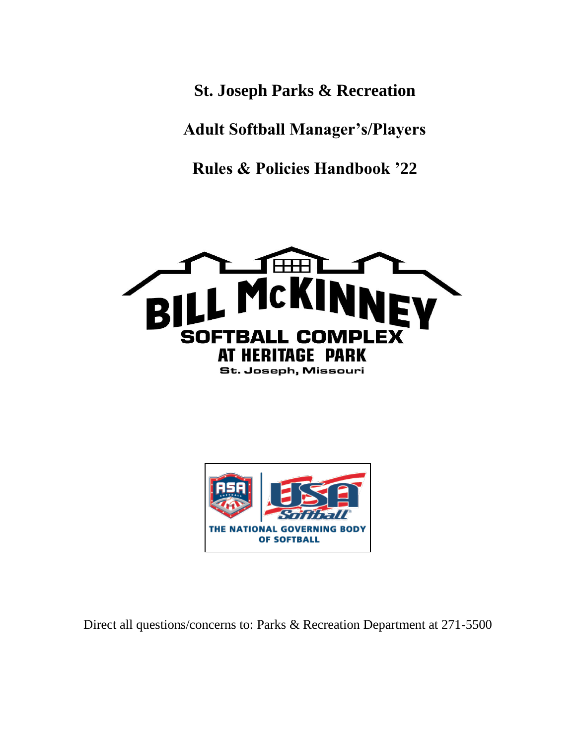# St. Joseph Parks & Recreation

# Adult Softball Manager's/Players

# Rules & Policies Handbook '22

BILL McKINNEY SOFTBALL COMPLEX AT HERITAGE PARK

St. Joseph, Missouri

ASA | USA Softball

THE NATIONAL GOVERNING BODY OF SOFTBALL

Direct all questions/concerns to: Parks & Recreation Department at 271-5500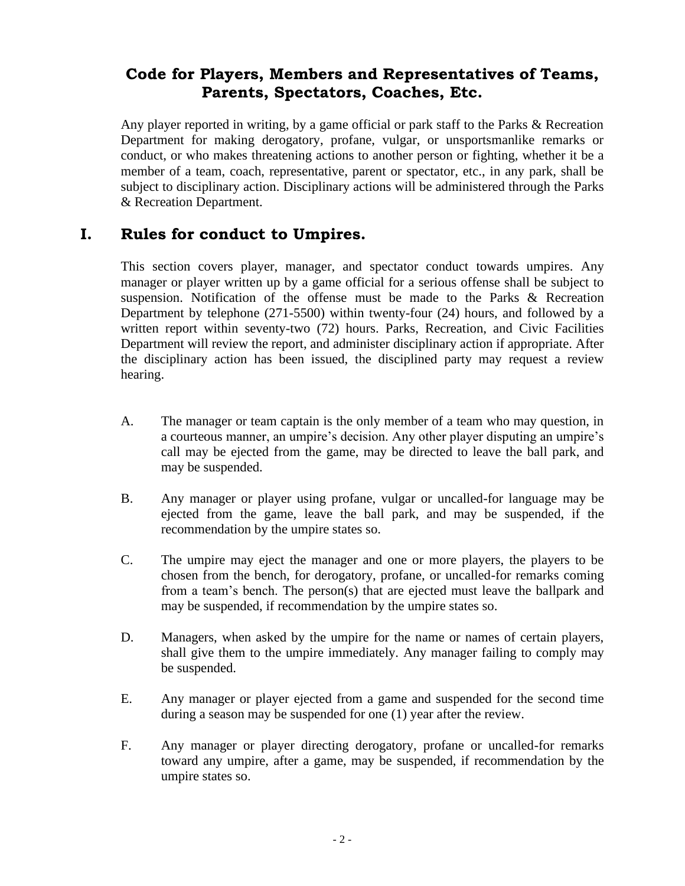## Code for Players, Members and Representatives of Teams, Parents, Spectators, Coaches, Etc.

Any player reported in writing, by a game official or park staff to the Parks & Recreation Department for making derogatory, profane, vulgar, or unsportsmanlike remarks or conduct, or who makes threatening actions to another person or fighting, whether it be a member of a team, coach, representative, parent or spectator, etc., in any park, shall be subject to disciplinary action. Disciplinary actions will be administered through the Parks & Recreation Department.

## I. Rules for conduct to Umpires.

This section covers player, manager, and spectator conduct towards umpires. Any manager or player written up by a game official for a serious offense shall be subject to suspension. Notification of the offense must be made to the Parks & Recreation Department by telephone (271-5500) within twenty-four (24) hours, and followed by a written report within seventy-two (72) hours. Parks, Recreation, and Civic Facilities Department will review the report, and administer disciplinary action if appropriate. After the disciplinary action has been issued, the disciplined party may request a review hearing.

A. The manager or team captain is the only member of a team who may question, in a courteous manner, an umpire's decision. Any other player disputing an umpire's call may be ejected from the game, may be directed to leave the ball park, and may be suspended.

B. Any manager or player using profane, vulgar or uncalled-for language may be ejected from the game, leave the ball park, and may be suspended, if the recommendation by the umpire states so.

C. The umpire may eject the manager and one or more players, the players to be chosen from the bench, for derogatory, profane, or uncalled-for remarks coming from a team's bench. The person(s) that are ejected must leave the ballpark and may be suspended, if recommendation by the umpire states so.

D. Managers, when asked by the umpire for the name or names of certain players, shall give them to the umpire immediately. Any manager failing to comply may be suspended.

E. Any manager or player ejected from a game and suspended for the second time during a season may be suspended for one (1) year after the review.

F. Any manager or player directing derogatory, profane or uncalled-for remarks toward any umpire, after a game, may be suspended, if recommendation by the umpire states so.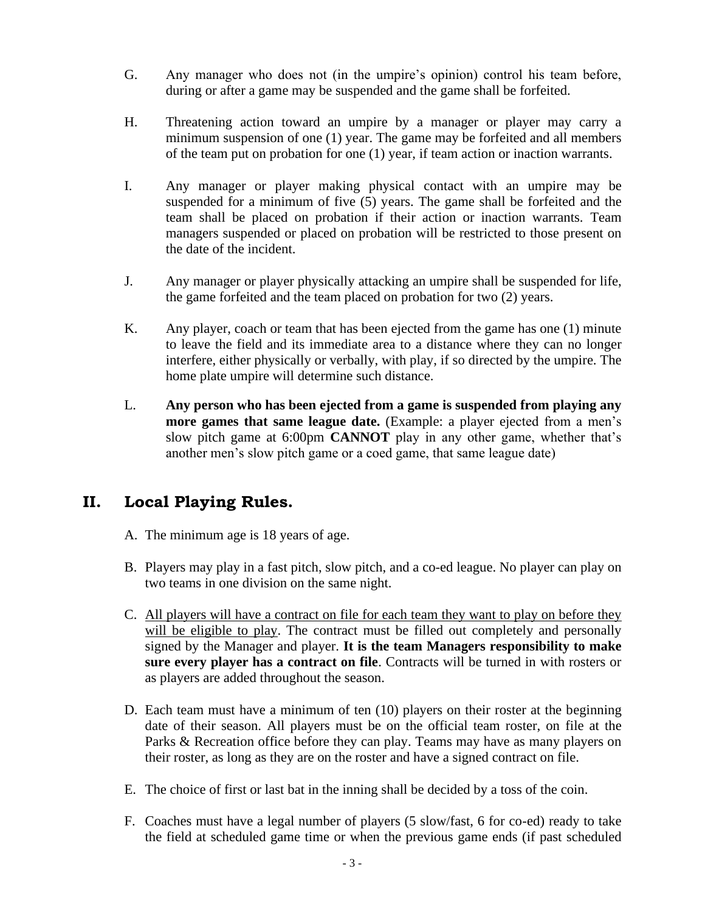G. Any manager who does not (in the umpire's opinion) control his team before, during or after a game may be suspended and the game shall be forfeited.

H. Threatening action toward an umpire by a manager or player may carry a minimum suspension of one (1) year. The game may be forfeited and all members of the team put on probation for one (1) year, if team action or inaction warrants.

I. Any manager or player making physical contact with an umpire may be suspended for a minimum of five (5) years. The game shall be forfeited and the team shall be placed on probation if their action or inaction warrants. Team managers suspended or placed on probation will be restricted to those present on the date of the incident.

J. Any manager or player physically attacking an umpire shall be suspended for life, the game forfeited and the team placed on probation for two (2) years.

K. Any player, coach or team that has been ejected from the game has one (1) minute to leave the field and its immediate area to a distance where they can no longer interfere, either physically or verbally, with play, if so directed by the umpire. The home plate umpire will determine such distance.

L. **Any person who has been ejected from a game is suspended from playing any more games that same league date.** (Example: a player ejected from a men's slow pitch game at 6:00pm **CANNOT** play in any other game, whether that's another men's slow pitch game or a coed game, that same league date)

## II. Local Playing Rules.

A. The minimum age is 18 years of age.

B. Players may play in a fast pitch, slow pitch, and a co-ed league. No player can play on two teams in one division on the same night.

C. <u>All players will have a contract on file for each team they want to play on before they will be eligible to play</u>. The contract must be filled out completely and personally signed by the Manager and player. **It is the team Managers responsibility to make sure every player has a contract on file**. Contracts will be turned in with rosters or as players are added throughout the season.

D. Each team must have a minimum of ten (10) players on their roster at the beginning date of their season. All players must be on the official team roster, on file at the Parks & Recreation office before they can play. Teams may have as many players on their roster, as long as they are on the roster and have a signed contract on file.

E. The choice of first or last bat in the inning shall be decided by a toss of the coin.

F. Coaches must have a legal number of players (5 slow/fast, 6 for co-ed) ready to take the field at scheduled game time or when the previous game ends (if past scheduled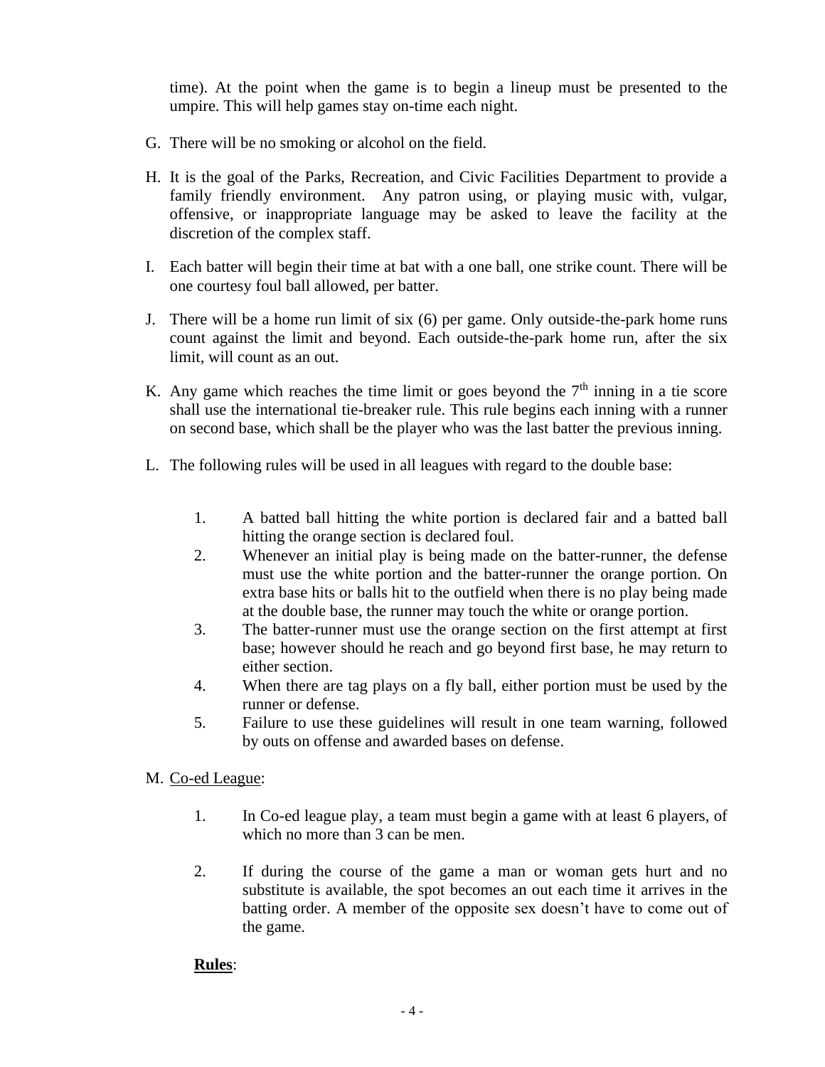time). At the point when the game is to begin a lineup must be presented to the umpire. This will help games stay on-time each night.

G. There will be no smoking or alcohol on the field.

H. It is the goal of the Parks, Recreation, and Civic Facilities Department to provide a family friendly environment. Any patron using, or playing music with, vulgar, offensive, or inappropriate language may be asked to leave the facility at the discretion of the complex staff.

I. Each batter will begin their time at bat with a one ball, one strike count. There will be one courtesy foul ball allowed, per batter.

J. There will be a home run limit of six (6) per game. Only outside-the-park home runs count against the limit and beyond. Each outside-the-park home run, after the six limit, will count as an out.

K. Any game which reaches the time limit or goes beyond the 7th inning in a tie score shall use the international tie-breaker rule. This rule begins each inning with a runner on second base, which shall be the player who was the last batter the previous inning.

L. The following rules will be used in all leagues with regard to the double base:

   1. A batted ball hitting the white portion is declared fair and a batted ball hitting the orange section is declared foul.
   2. Whenever an initial play is being made on the batter-runner, the defense must use the white portion and the batter-runner the orange portion. On extra base hits or balls hit to the outfield when there is no play being made at the double base, the runner may touch the white or orange portion.
   3. The batter-runner must use the orange section on the first attempt at first base; however should he reach and go beyond first base, he may return to either section.
   4. When there are tag plays on a fly ball, either portion must be used by the runner or defense.
   5. Failure to use these guidelines will result in one team warning, followed by outs on offense and awarded bases on defense.

M. Co-ed League:

   1. In Co-ed league play, a team must begin a game with at least 6 players, of which no more than 3 can be men.

   2. If during the course of the game a man or woman gets hurt and no substitute is available, the spot becomes an out each time it arrives in the batting order. A member of the opposite sex doesn't have to come out of the game.

   **Rules**: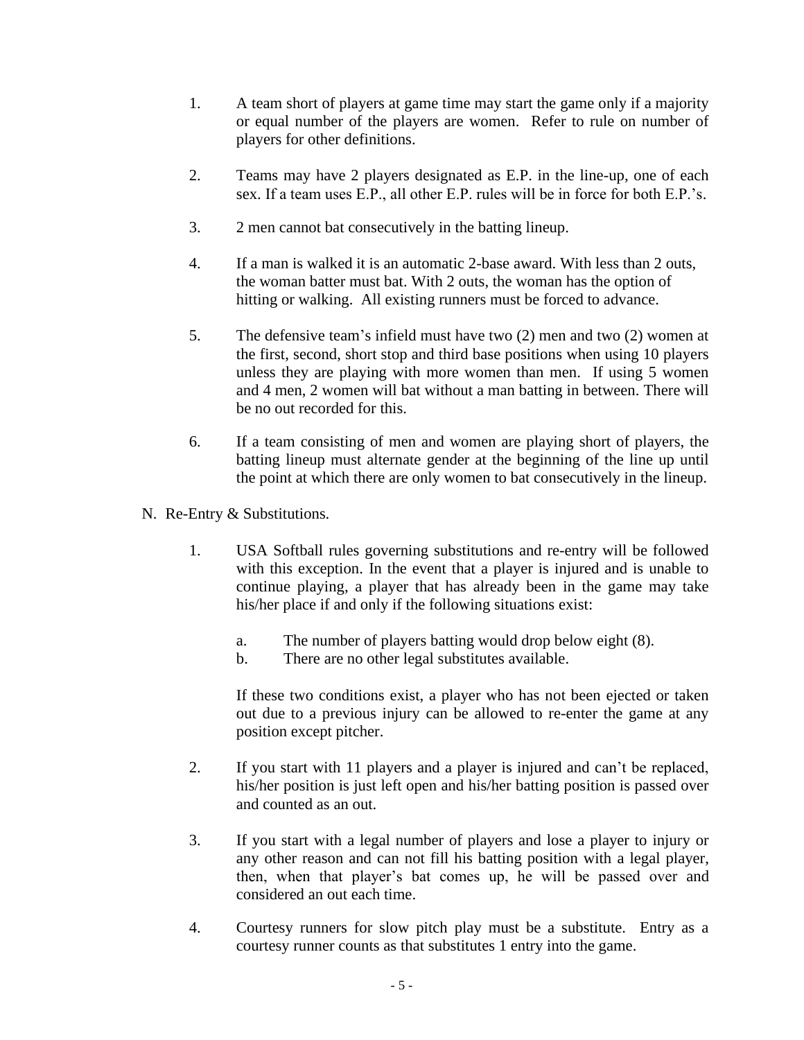1. A team short of players at game time may start the game only if a majority or equal number of the players are women. Refer to rule on number of players for other definitions.

2. Teams may have 2 players designated as E.P. in the line-up, one of each sex. If a team uses E.P., all other E.P. rules will be in force for both E.P.'s.

3. 2 men cannot bat consecutively in the batting lineup.

4. If a man is walked it is an automatic 2-base award. With less than 2 outs, the woman batter must bat. With 2 outs, the woman has the option of hitting or walking. All existing runners must be forced to advance.

5. The defensive team's infield must have two (2) men and two (2) women at the first, second, short stop and third base positions when using 10 players unless they are playing with more women than men. If using 5 women and 4 men, 2 women will bat without a man batting in between. There will be no out recorded for this.

6. If a team consisting of men and women are playing short of players, the batting lineup must alternate gender at the beginning of the line up until the point at which there are only women to bat consecutively in the lineup.

N. Re-Entry & Substitutions.

1. USA Softball rules governing substitutions and re-entry will be followed with this exception. In the event that a player is injured and is unable to continue playing, a player that has already been in the game may take his/her place if and only if the following situations exist:

    a. The number of players batting would drop below eight (8).
    b. There are no other legal substitutes available.

    If these two conditions exist, a player who has not been ejected or taken out due to a previous injury can be allowed to re-enter the game at any position except pitcher.

2. If you start with 11 players and a player is injured and can't be replaced, his/her position is just left open and his/her batting position is passed over and counted as an out.

3. If you start with a legal number of players and lose a player to injury or any other reason and can not fill his batting position with a legal player, then, when that player's bat comes up, he will be passed over and considered an out each time.

4. Courtesy runners for slow pitch play must be a substitute. Entry as a courtesy runner counts as that substitutes 1 entry into the game.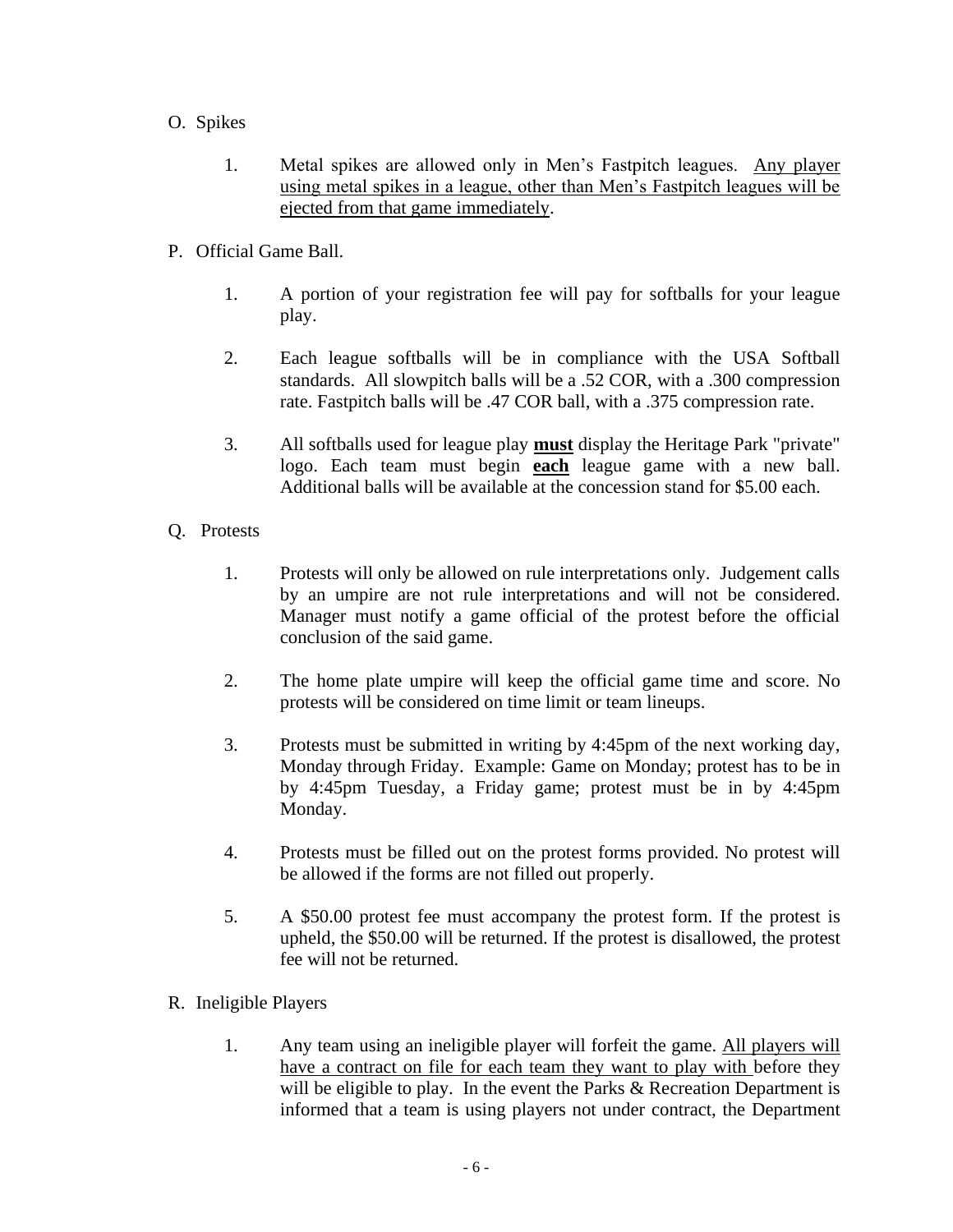O. Spikes

1. Metal spikes are allowed only in Men's Fastpitch leagues. <u>Any player using metal spikes in a league, other than Men's Fastpitch leagues will be ejected from that game immediately</u>.

P. Official Game Ball.

1. A portion of your registration fee will pay for softballs for your league play.

2. Each league softballs will be in compliance with the USA Softball standards. All slowpitch balls will be a .52 COR, with a .300 compression rate. Fastpitch balls will be .47 COR ball, with a .375 compression rate.

3. All softballs used for league play **<u>must</u>** display the Heritage Park "private" logo. Each team must begin **<u>each</u>** league game with a new ball. Additional balls will be available at the concession stand for $5.00 each.

Q. Protests

1. Protests will only be allowed on rule interpretations only. Judgement calls by an umpire are not rule interpretations and will not be considered. Manager must notify a game official of the protest before the official conclusion of the said game.

2. The home plate umpire will keep the official game time and score. No protests will be considered on time limit or team lineups.

3. Protests must be submitted in writing by 4:45pm of the next working day, Monday through Friday. Example: Game on Monday; protest has to be in by 4:45pm Tuesday, a Friday game; protest must be in by 4:45pm Monday.

4. Protests must be filled out on the protest forms provided. No protest will be allowed if the forms are not filled out properly.

5. A $50.00 protest fee must accompany the protest form. If the protest is upheld, the $50.00 will be returned. If the protest is disallowed, the protest fee will not be returned.

R. Ineligible Players

1. Any team using an ineligible player will forfeit the game. <u>All players will have a contract on file for each team they want to play with</u> before they will be eligible to play. In the event the Parks & Recreation Department is informed that a team is using players not under contract, the Department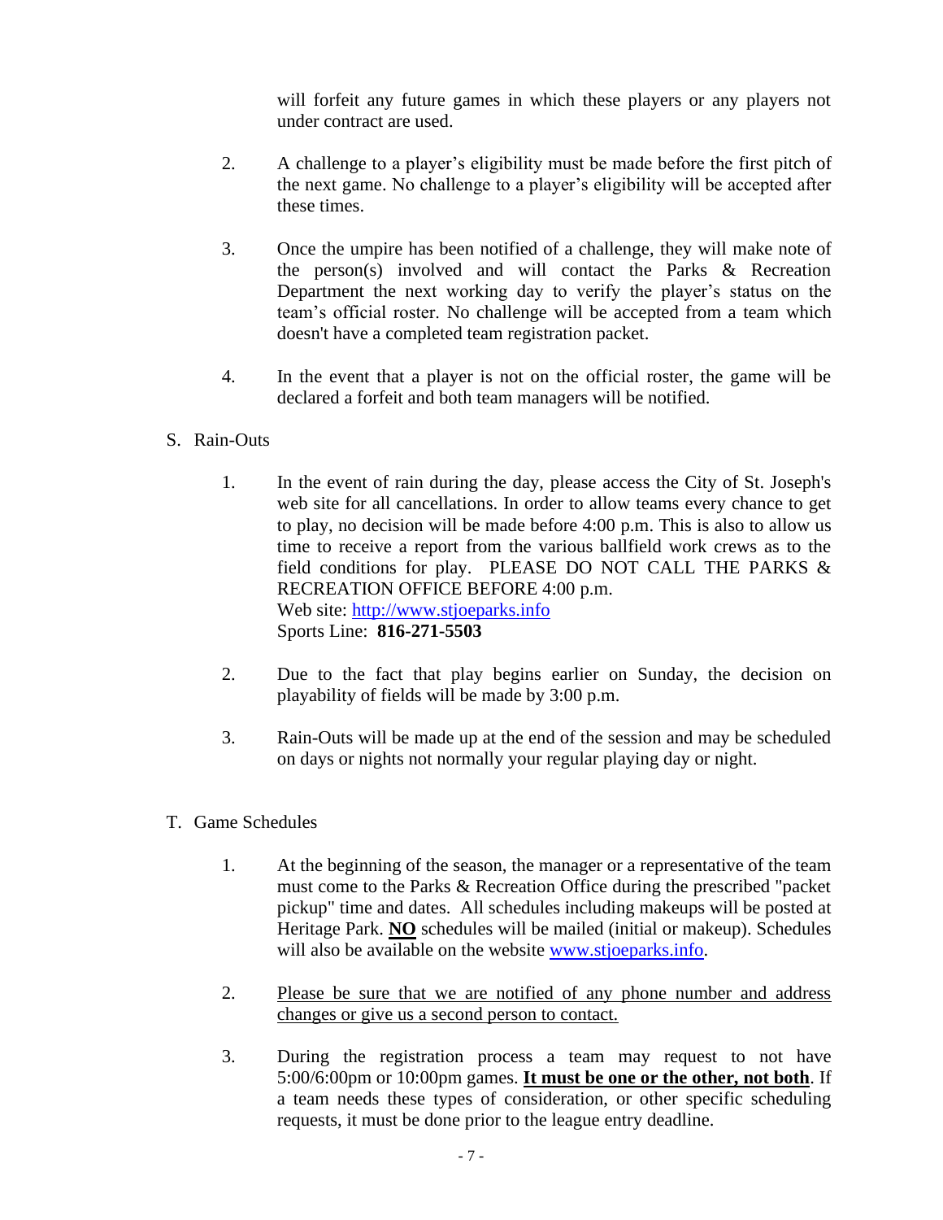will forfeit any future games in which these players or any players not under contract are used.

2. A challenge to a player's eligibility must be made before the first pitch of the next game. No challenge to a player's eligibility will be accepted after these times.

3. Once the umpire has been notified of a challenge, they will make note of the person(s) involved and will contact the Parks & Recreation Department the next working day to verify the player's status on the team's official roster. No challenge will be accepted from a team which doesn't have a completed team registration packet.

4. In the event that a player is not on the official roster, the game will be declared a forfeit and both team managers will be notified.

S. Rain-Outs

1. In the event of rain during the day, please access the City of St. Joseph's web site for all cancellations. In order to allow teams every chance to get to play, no decision will be made before 4:00 p.m. This is also to allow us time to receive a report from the various ballfield work crews as to the field conditions for play. PLEASE DO NOT CALL THE PARKS & RECREATION OFFICE BEFORE 4:00 p.m.
   Web site: [http://www.stjoeparks.info](http://www.stjoeparks.info)
   Sports Line: **816-271-5503**

2. Due to the fact that play begins earlier on Sunday, the decision on playability of fields will be made by 3:00 p.m.

3. Rain-Outs will be made up at the end of the session and may be scheduled on days or nights not normally your regular playing day or night.

T. Game Schedules

1. At the beginning of the season, the manager or a representative of the team must come to the Parks & Recreation Office during the prescribed "packet pickup" time and dates. All schedules including makeups will be posted at Heritage Park. **<u>NO</u>** schedules will be mailed (initial or makeup). Schedules will also be available on the website [www.stjoeparks.info](http://www.stjoeparks.info).

2. <u>Please be sure that we are notified of any phone number and address changes or give us a second person to contact.</u>

3. During the registration process a team may request to not have 5:00/6:00pm or 10:00pm games. **<u>It must be one or the other, not both</u>**. If a team needs these types of consideration, or other specific scheduling requests, it must be done prior to the league entry deadline.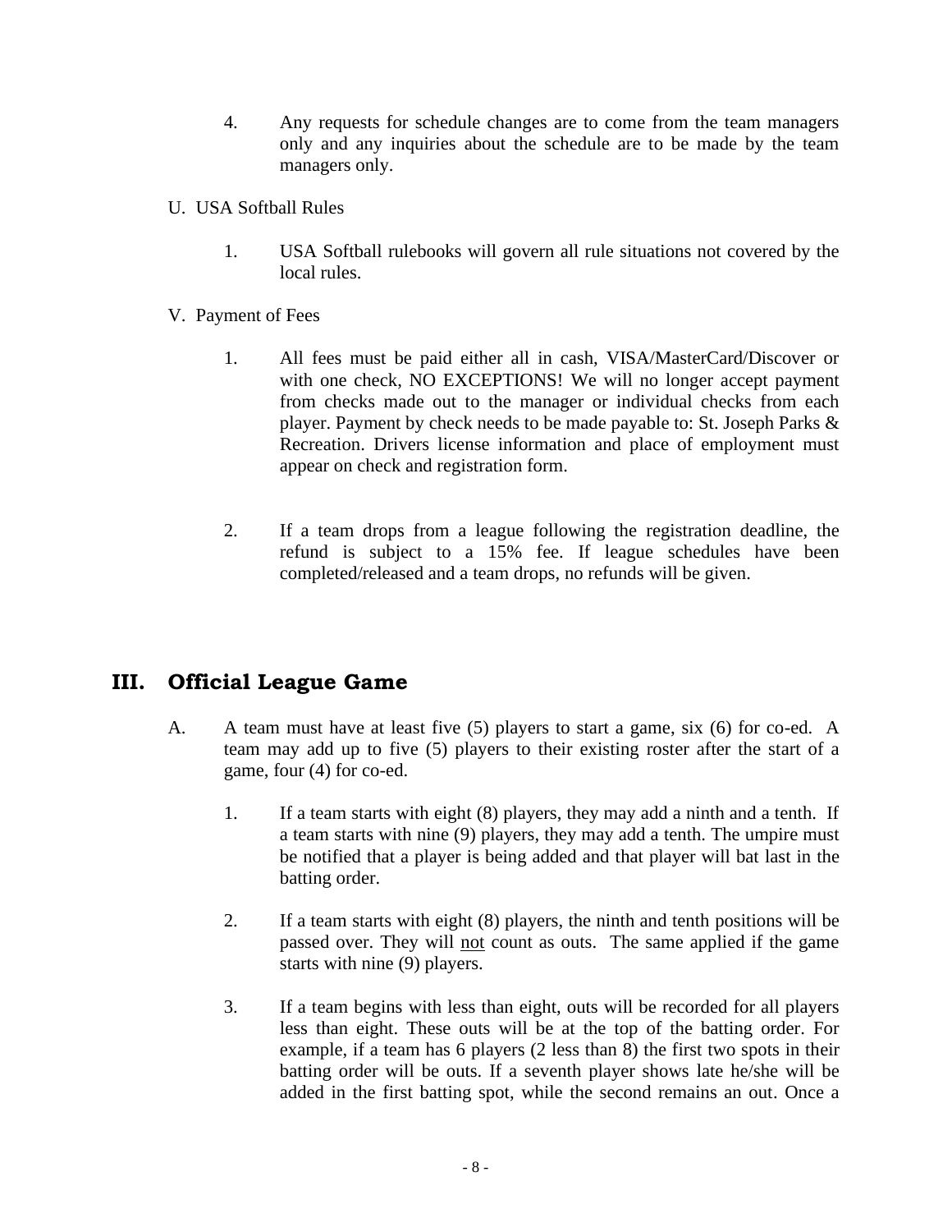4. Any requests for schedule changes are to come from the team managers only and any inquiries about the schedule are to be made by the team managers only.

U. USA Softball Rules

1. USA Softball rulebooks will govern all rule situations not covered by the local rules.

V. Payment of Fees

1. All fees must be paid either all in cash, VISA/MasterCard/Discover or with one check, NO EXCEPTIONS! We will no longer accept payment from checks made out to the manager or individual checks from each player. Payment by check needs to be made payable to: St. Joseph Parks & Recreation. Drivers license information and place of employment must appear on check and registration form.

2. If a team drops from a league following the registration deadline, the refund is subject to a 15% fee. If league schedules have been completed/released and a team drops, no refunds will be given.

## III. Official League Game

A. A team must have at least five (5) players to start a game, six (6) for co-ed. A team may add up to five (5) players to their existing roster after the start of a game, four (4) for co-ed.

1. If a team starts with eight (8) players, they may add a ninth and a tenth. If a team starts with nine (9) players, they may add a tenth. The umpire must be notified that a player is being added and that player will bat last in the batting order.

2. If a team starts with eight (8) players, the ninth and tenth positions will be passed over. They will <u>not</u> count as outs. The same applied if the game starts with nine (9) players.

3. If a team begins with less than eight, outs will be recorded for all players less than eight. These outs will be at the top of the batting order. For example, if a team has 6 players (2 less than 8) the first two spots in their batting order will be outs. If a seventh player shows late he/she will be added in the first batting spot, while the second remains an out. Once a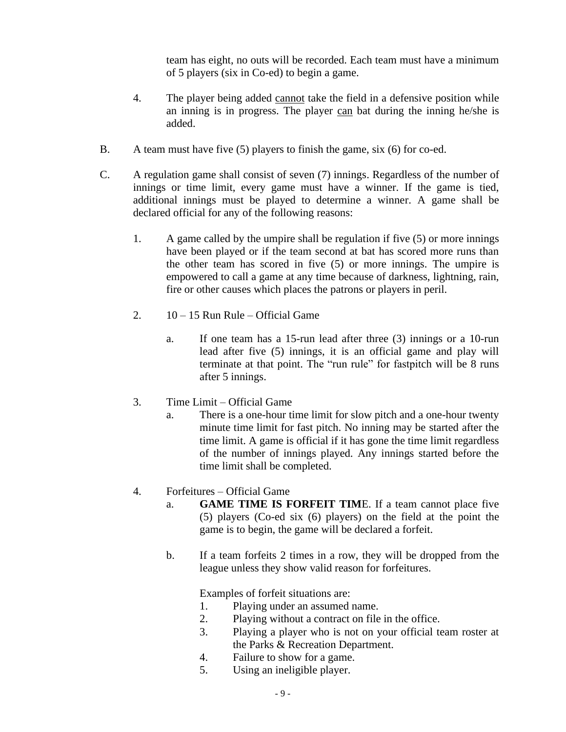team has eight, no outs will be recorded. Each team must have a minimum of 5 players (six in Co-ed) to begin a game.

4. The player being added <u>cannot</u> take the field in a defensive position while an inning is in progress. The player <u>can</u> bat during the inning he/she is added.

B. A team must have five (5) players to finish the game, six (6) for co-ed.

C. A regulation game shall consist of seven (7) innings. Regardless of the number of innings or time limit, every game must have a winner. If the game is tied, additional innings must be played to determine a winner. A game shall be declared official for any of the following reasons:

1. A game called by the umpire shall be regulation if five (5) or more innings have been played or if the team second at bat has scored more runs than the other team has scored in five (5) or more innings. The umpire is empowered to call a game at any time because of darkness, lightning, rain, fire or other causes which places the patrons or players in peril.

2. 10 – 15 Run Rule – Official Game

   a. If one team has a 15-run lead after three (3) innings or a 10-run lead after five (5) innings, it is an official game and play will terminate at that point. The "run rule" for fastpitch will be 8 runs after 5 innings.

3. Time Limit – Official Game

   a. There is a one-hour time limit for slow pitch and a one-hour twenty minute time limit for fast pitch. No inning may be started after the time limit. A game is official if it has gone the time limit regardless of the number of innings played. Any innings started before the time limit shall be completed.

4. Forfeitures – Official Game

   a. **GAME TIME IS FORFEIT TIM**E. If a team cannot place five (5) players (Co-ed six (6) players) on the field at the point the game is to begin, the game will be declared a forfeit.

   b. If a team forfeits 2 times in a row, they will be dropped from the league unless they show valid reason for forfeitures.

   Examples of forfeit situations are:

   1. Playing under an assumed name.
   2. Playing without a contract on file in the office.
   3. Playing a player who is not on your official team roster at the Parks & Recreation Department.
   4. Failure to show for a game.
   5. Using an ineligible player.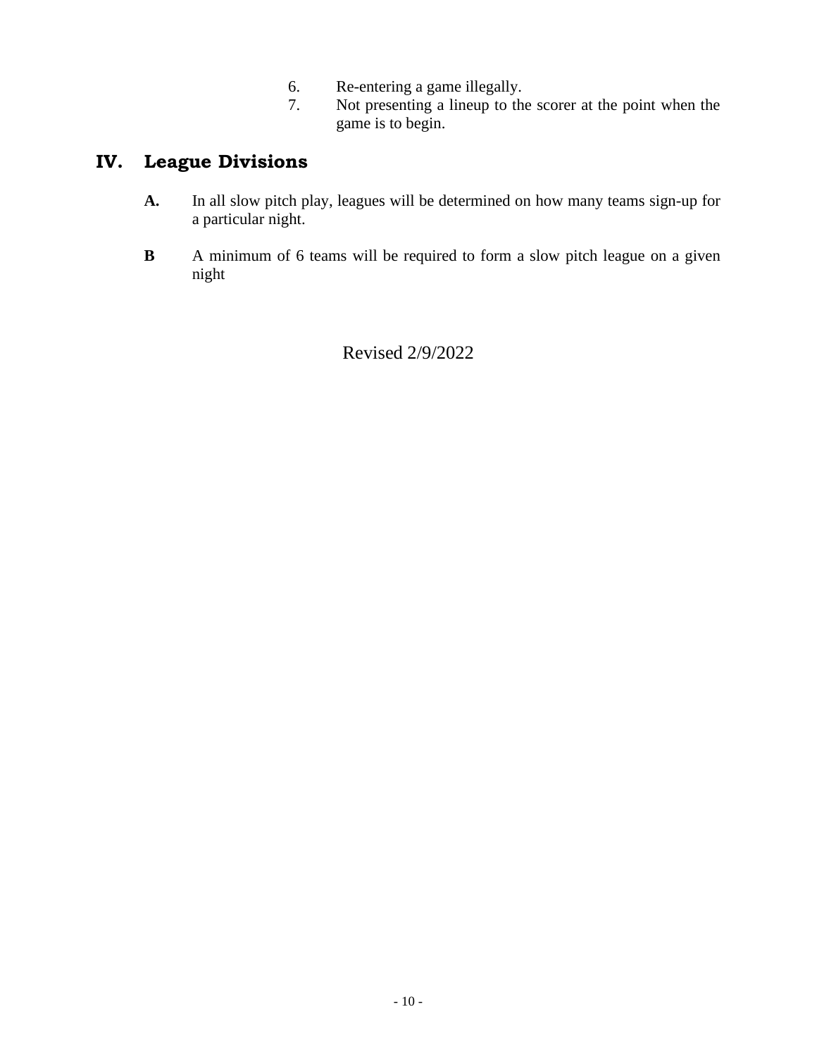6. Re-entering a game illegally.
7. Not presenting a lineup to the scorer at the point when the game is to begin.

## IV. League Divisions

**A.** In all slow pitch play, leagues will be determined on how many teams sign-up for a particular night.

**B** A minimum of 6 teams will be required to form a slow pitch league on a given night

Revised 2/9/2022